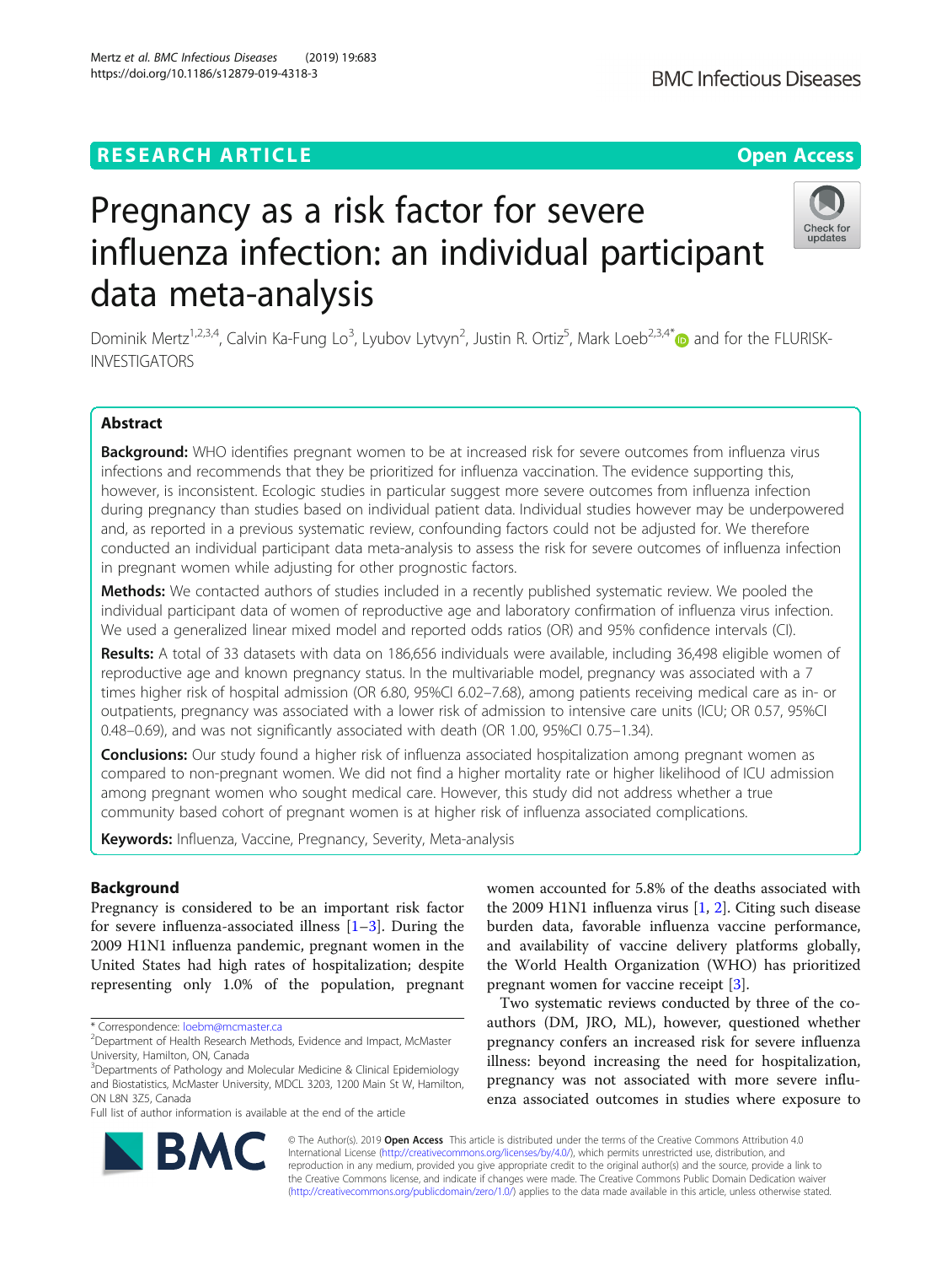RESEARCH ARTICLE

Open Access

# Pregnancy as a risk factor for severe influenza infection: an individual participant data meta-analysis

Dominik Mertz[1,2,3,4], Calvin Ka-Fung Lo[3], Lyubov Lytvyn[2], Justin R. Ortiz[5], Mark Loeb[2,3,4*] and for the FLURISK-INVESTIGATORS

## Abstract

**Background:** WHO identifies pregnant women to be at increased risk for severe outcomes from influenza virus infections and recommends that they be prioritized for influenza vaccination. The evidence supporting this, however, is inconsistent. Ecologic studies in particular suggest more severe outcomes from influenza infection during pregnancy than studies based on individual patient data. Individual studies however may be underpowered and, as reported in a previous systematic review, confounding factors could not be adjusted for. We therefore conducted an individual participant data meta-analysis to assess the risk for severe outcomes of influenza infection in pregnant women while adjusting for other prognostic factors.

**Methods:** We contacted authors of studies included in a recently published systematic review. We pooled the individual participant data of women of reproductive age and laboratory confirmation of influenza virus infection. We used a generalized linear mixed model and reported odds ratios (OR) and 95% confidence intervals (CI).

**Results:** A total of 33 datasets with data on 186,656 individuals were available, including 36,498 eligible women of reproductive age and known pregnancy status. In the multivariable model, pregnancy was associated with a 7 times higher risk of hospital admission (OR 6.80, 95%CI 6.02–7.68), among patients receiving medical care as in- or outpatients, pregnancy was associated with a lower risk of admission to intensive care units (ICU; OR 0.57, 95%CI 0.48–0.69), and was not significantly associated with death (OR 1.00, 95%CI 0.75–1.34).

**Conclusions:** Our study found a higher risk of influenza associated hospitalization among pregnant women as compared to non-pregnant women. We did not find a higher mortality rate or higher likelihood of ICU admission among pregnant women who sought medical care. However, this study did not address whether a true community based cohort of pregnant women is at higher risk of influenza associated complications.

**Keywords:** Influenza, Vaccine, Pregnancy, Severity, Meta-analysis

## Background

Pregnancy is considered to be an important risk factor for severe influenza-associated illness [1–3]. During the 2009 H1N1 influenza pandemic, pregnant women in the United States had high rates of hospitalization; despite representing only 1.0% of the population, pregnant women accounted for 5.8% of the deaths associated with the 2009 H1N1 influenza virus [1, 2]. Citing such disease burden data, favorable influenza vaccine performance, and availability of vaccine delivery platforms globally, the World Health Organization (WHO) has prioritized pregnant women for vaccine receipt [3].

Two systematic reviews conducted by three of the co-authors (DM, JRO, ML), however, questioned whether pregnancy confers an increased risk for severe influenza illness: beyond increasing the need for hospitalization, pregnancy was not associated with more severe influenza associated outcomes in studies where exposure to

\* Correspondence: loebm@mcmaster.ca
[2]Department of Health Research Methods, Evidence and Impact, McMaster University, Hamilton, ON, Canada
[3]Departments of Pathology and Molecular Medicine & Clinical Epidemiology and Biostatistics, McMaster University, MDCL 3203, 1200 Main St W, Hamilton, ON L8N 3Z5, Canada
Full list of author information is available at the end of the article

© The Author(s). 2019 **Open Access** This article is distributed under the terms of the Creative Commons Attribution 4.0 International License (http://creativecommons.org/licenses/by/4.0/), which permits unrestricted use, distribution, and reproduction in any medium, provided you give appropriate credit to the original author(s) and the source, provide a link to the Creative Commons license, and indicate if changes were made. The Creative Commons Public Domain Dedication waiver (http://creativecommons.org/publicdomain/zero/1.0/) applies to the data made available in this article, unless otherwise stated.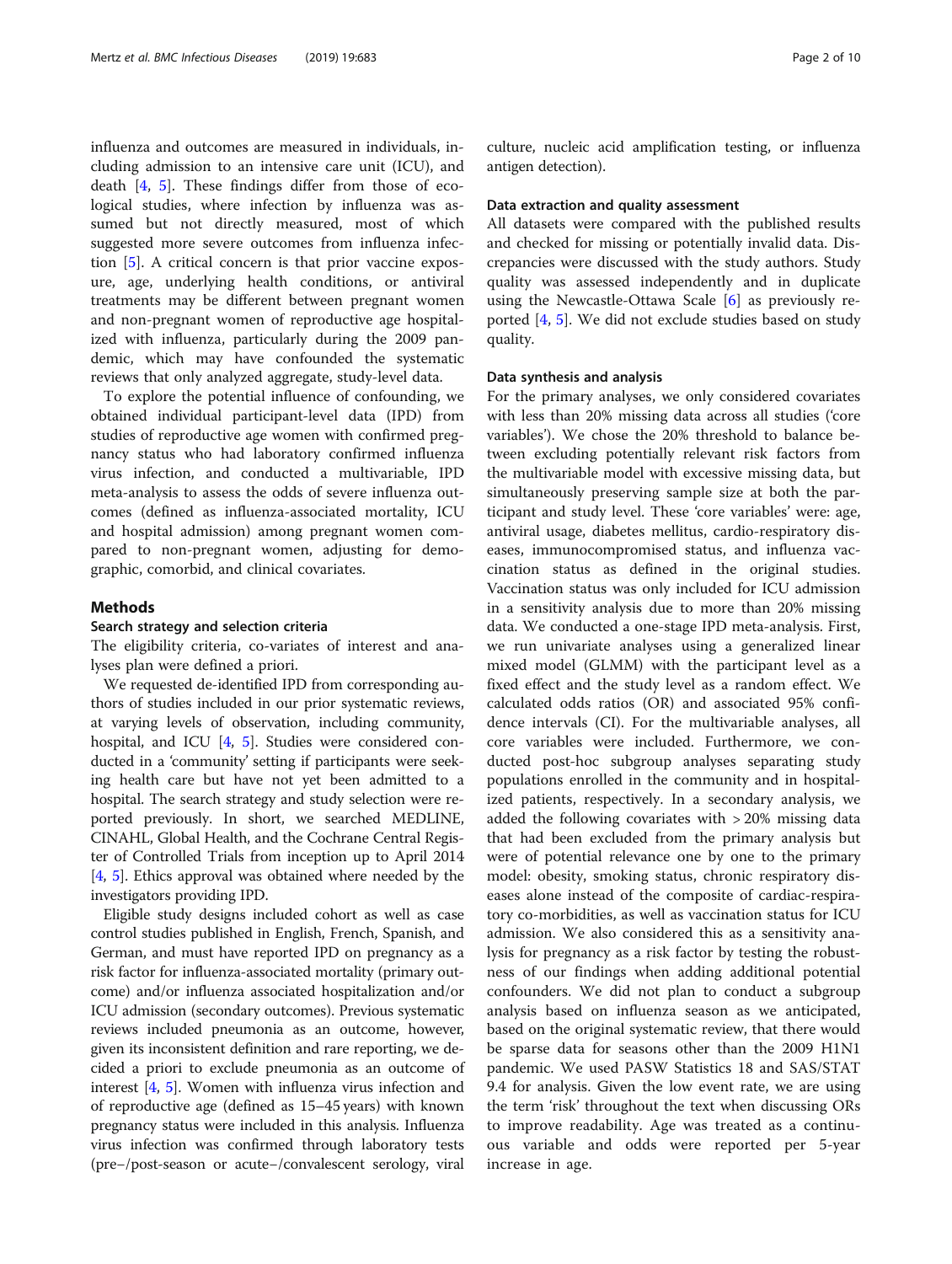influenza and outcomes are measured in individuals, including admission to an intensive care unit (ICU), and death [4, 5]. These findings differ from those of ecological studies, where infection by influenza was assumed but not directly measured, most of which suggested more severe outcomes from influenza infection [5]. A critical concern is that prior vaccine exposure, age, underlying health conditions, or antiviral treatments may be different between pregnant women and non-pregnant women of reproductive age hospitalized with influenza, particularly during the 2009 pandemic, which may have confounded the systematic reviews that only analyzed aggregate, study-level data.

To explore the potential influence of confounding, we obtained individual participant-level data (IPD) from studies of reproductive age women with confirmed pregnancy status who had laboratory confirmed influenza virus infection, and conducted a multivariable, IPD meta-analysis to assess the odds of severe influenza outcomes (defined as influenza-associated mortality, ICU and hospital admission) among pregnant women compared to non-pregnant women, adjusting for demographic, comorbid, and clinical covariates.

## Methods

### Search strategy and selection criteria

The eligibility criteria, co-variates of interest and analyses plan were defined a priori.

We requested de-identified IPD from corresponding authors of studies included in our prior systematic reviews, at varying levels of observation, including community, hospital, and ICU [4, 5]. Studies were considered conducted in a 'community' setting if participants were seeking health care but have not yet been admitted to a hospital. The search strategy and study selection were reported previously. In short, we searched MEDLINE, CINAHL, Global Health, and the Cochrane Central Register of Controlled Trials from inception up to April 2014 [4, 5]. Ethics approval was obtained where needed by the investigators providing IPD.

Eligible study designs included cohort as well as case control studies published in English, French, Spanish, and German, and must have reported IPD on pregnancy as a risk factor for influenza-associated mortality (primary outcome) and/or influenza associated hospitalization and/or ICU admission (secondary outcomes). Previous systematic reviews included pneumonia as an outcome, however, given its inconsistent definition and rare reporting, we decided a priori to exclude pneumonia as an outcome of interest [4, 5]. Women with influenza virus infection and of reproductive age (defined as 15–45 years) with known pregnancy status were included in this analysis. Influenza virus infection was confirmed through laboratory tests (pre–/post-season or acute–/convalescent serology, viral culture, nucleic acid amplification testing, or influenza antigen detection).

### Data extraction and quality assessment

All datasets were compared with the published results and checked for missing or potentially invalid data. Discrepancies were discussed with the study authors. Study quality was assessed independently and in duplicate using the Newcastle-Ottawa Scale [6] as previously reported [4, 5]. We did not exclude studies based on study quality.

### Data synthesis and analysis

For the primary analyses, we only considered covariates with less than 20% missing data across all studies ('core variables'). We chose the 20% threshold to balance between excluding potentially relevant risk factors from the multivariable model with excessive missing data, but simultaneously preserving sample size at both the participant and study level. These 'core variables' were: age, antiviral usage, diabetes mellitus, cardio-respiratory diseases, immunocompromised status, and influenza vaccination status as defined in the original studies. Vaccination status was only included for ICU admission in a sensitivity analysis due to more than 20% missing data. We conducted a one-stage IPD meta-analysis. First, we run univariate analyses using a generalized linear mixed model (GLMM) with the participant level as a fixed effect and the study level as a random effect. We calculated odds ratios (OR) and associated 95% confidence intervals (CI). For the multivariable analyses, all core variables were included. Furthermore, we conducted post-hoc subgroup analyses separating study populations enrolled in the community and in hospitalized patients, respectively. In a secondary analysis, we added the following covariates with > 20% missing data that had been excluded from the primary analysis but were of potential relevance one by one to the primary model: obesity, smoking status, chronic respiratory diseases alone instead of the composite of cardiac-respiratory co-morbidities, as well as vaccination status for ICU admission. We also considered this as a sensitivity analysis for pregnancy as a risk factor by testing the robustness of our findings when adding additional potential confounders. We did not plan to conduct a subgroup analysis based on influenza season as we anticipated, based on the original systematic review, that there would be sparse data for seasons other than the 2009 H1N1 pandemic. We used PASW Statistics 18 and SAS/STAT 9.4 for analysis. Given the low event rate, we are using the term 'risk' throughout the text when discussing ORs to improve readability. Age was treated as a continuous variable and odds were reported per 5-year increase in age.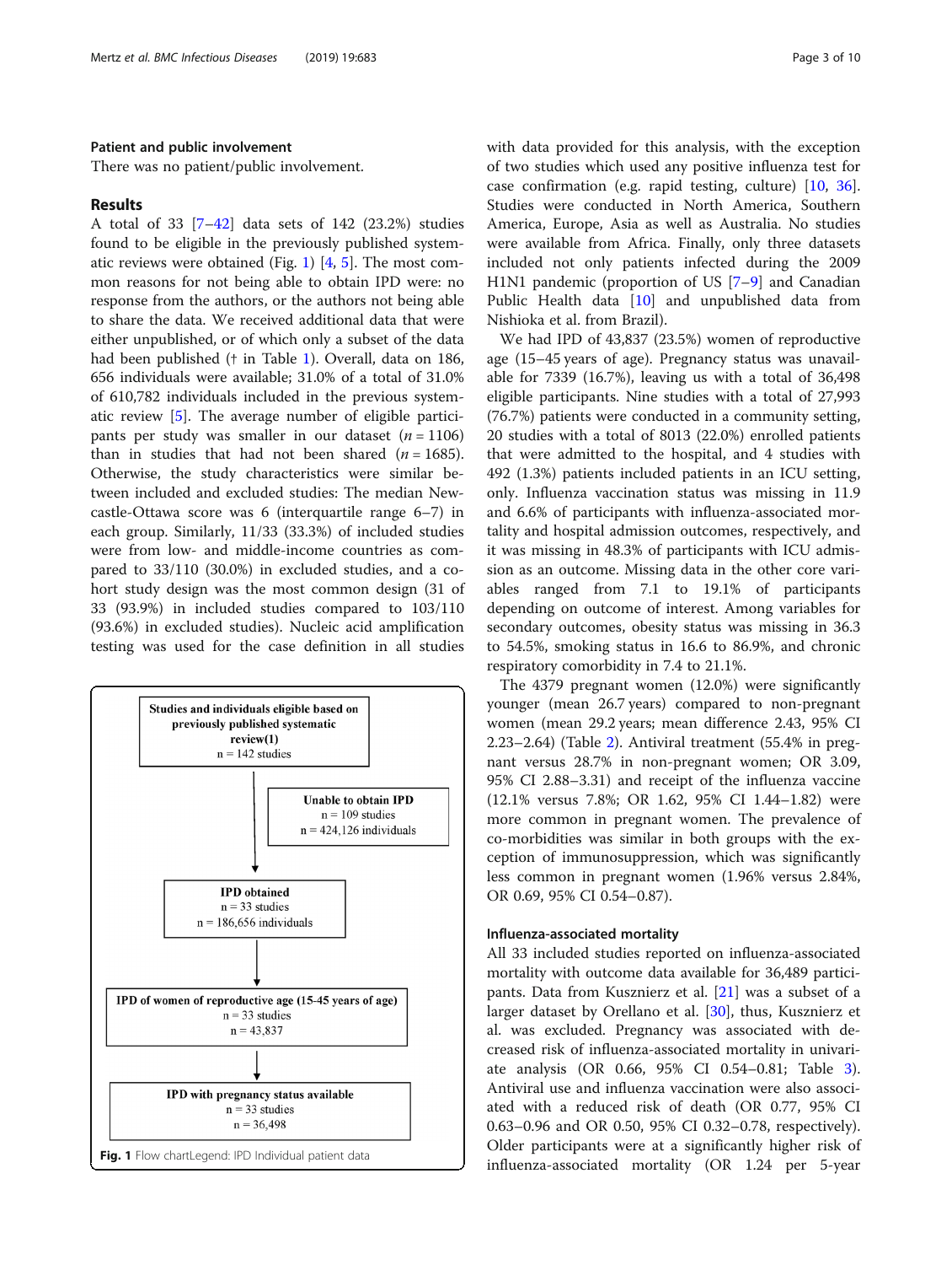### Patient and public involvement

There was no patient/public involvement.

## Results

A total of 33 [7–42] data sets of 142 (23.2%) studies found to be eligible in the previously published systematic reviews were obtained (Fig. 1) [4, 5]. The most common reasons for not being able to obtain IPD were: no response from the authors, or the authors not being able to share the data. We received additional data that were either unpublished, or of which only a subset of the data had been published († in Table 1). Overall, data on 186,656 individuals were available; 31.0% of a total of 31.0% of 610,782 individuals included in the previous systematic review [5]. The average number of eligible participants per study was smaller in our dataset (n = 1106) than in studies that had not been shared (n = 1685). Otherwise, the study characteristics were similar between included and excluded studies: The median Newcastle-Ottawa score was 6 (interquartile range 6–7) in each group. Similarly, 11/33 (33.3%) of included studies were from low- and middle-income countries as compared to 33/110 (30.0%) in excluded studies, and a cohort study design was the most common design (31 of 33 (93.9%) in included studies compared to 103/110 (93.6%) in excluded studies). Nucleic acid amplification testing was used for the case definition in all studies with data provided for this analysis, with the exception of two studies which used any positive influenza test for case confirmation (e.g. rapid testing, culture) [10, 36]. Studies were conducted in North America, Southern America, Europe, Asia as well as Australia. No studies were available from Africa. Finally, only three datasets included not only patients infected during the 2009 H1N1 pandemic (proportion of US [7–9] and Canadian Public Health data [10] and unpublished data from Nishioka et al. from Brazil).

We had IPD of 43,837 (23.5%) women of reproductive age (15–45 years of age). Pregnancy status was unavailable for 7339 (16.7%), leaving us with a total of 36,498 eligible participants. Nine studies with a total of 27,993 (76.7%) patients were conducted in a community setting, 20 studies with a total of 8013 (22.0%) enrolled patients that were admitted to the hospital, and 4 studies with 492 (1.3%) patients included patients in an ICU setting, only. Influenza vaccination status was missing in 11.9 and 6.6% of participants with influenza-associated mortality and hospital admission outcomes, respectively, and it was missing in 48.3% of participants with ICU admission as an outcome. Missing data in the other core variables ranged from 7.1 to 19.1% of participants depending on outcome of interest. Among variables for secondary outcomes, obesity status was missing in 36.3 to 54.5%, smoking status in 16.6 to 86.9%, and chronic respiratory comorbidity in 7.4 to 21.1%.

The 4379 pregnant women (12.0%) were significantly younger (mean 26.7 years) compared to non-pregnant women (mean 29.2 years; mean difference 2.43, 95% CI 2.23–2.64) (Table 2). Antiviral treatment (55.4% in pregnant versus 28.7% in non-pregnant women; OR 3.09, 95% CI 2.88–3.31) and receipt of the influenza vaccine (12.1% versus 7.8%; OR 1.62, 95% CI 1.44–1.82) were more common in pregnant women. The prevalence of co-morbidities was similar in both groups with the exception of immunosuppression, which was significantly less common in pregnant women (1.96% versus 2.84%, OR 0.69, 95% CI 0.54–0.87).

### Influenza-associated mortality

All 33 included studies reported on influenza-associated mortality with outcome data available for 36,489 participants. Data from Kusznierz et al. [21] was a subset of a larger dataset by Orellano et al. [30], thus, Kusznierz et al. was excluded. Pregnancy was associated with decreased risk of influenza-associated mortality in univariate analysis (OR 0.66, 95% CI 0.54–0.81; Table 3). Antiviral use and influenza vaccination were also associated with a reduced risk of death (OR 0.77, 95% CI 0.63–0.96 and OR 0.50, 95% CI 0.32–0.78, respectively). Older participants were at a significantly higher risk of influenza-associated mortality (OR 1.24 per 5-year

Studies and individuals eligible based on previously published systematic review(1)
n = 142 studies

Unable to obtain IPD
n = 109 studies
n = 424,126 individuals

IPD obtained
n = 33 studies
n = 186,656 individuals

IPD of women of reproductive age (15-45 years of age)
n = 33 studies
n = 43,837

IPD with pregnancy status available
n = 33 studies
n = 36,498

**Fig. 1** Flow chartLegend: IPD Individual patient data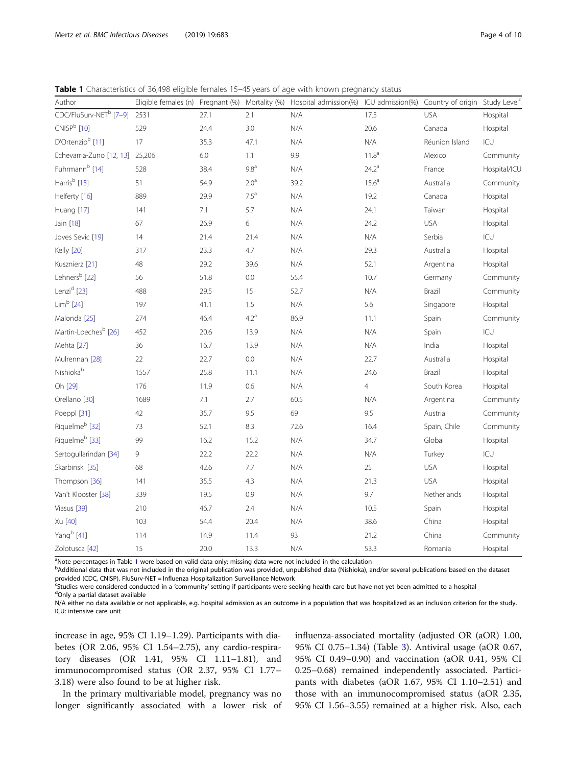**Table 1** Characteristics of 36,498 eligible females 15–45 years of age with known pregnancy status

| Author | Eligible females (n) | Pregnant (%) | Mortality (%) | Hospital admission(%) | ICU admission(%) | Country of origin | Study Level[c] |
|---|---|---|---|---|---|---|---|
| CDC/FluSurv-NET[b] [7–9] | 2531 | 27.1 | 2.1 | N/A | 17.5 | USA | Hospital |
| CNISP[b] [10] | 529 | 24.4 | 3.0 | N/A | 20.6 | Canada | Hospital |
| D'Ortenzio[b] [11] | 17 | 35.3 | 47.1 | N/A | N/A | Réunion Island | ICU |
| Echevarria-Zuno [12, 13] | 25,206 | 6.0 | 1.1 | 9.9 | 11.8[a] | Mexico | Community |
| Fuhrmann[b] [14] | 528 | 38.4 | 9.8[a] | N/A | 24.2[a] | France | Hospital/ICU |
| Harris[b] [15] | 51 | 54.9 | 2.0[a] | 39.2 | 15.6[a] | Australia | Community |
| Helferty [16] | 889 | 29.9 | 7.5[a] | N/A | 19.2 | Canada | Hospital |
| Huang [17] | 141 | 7.1 | 5.7 | N/A | 24.1 | Taiwan | Hospital |
| Jain [18] | 67 | 26.9 | 6 | N/A | 24.2 | USA | Hospital |
| Joves Sevic [19] | 14 | 21.4 | 21.4 | N/A | N/A | Serbia | ICU |
| Kelly [20] | 317 | 23.3 | 4.7 | N/A | 29.3 | Australia | Hospital |
| Kusznierz [21] | 48 | 29.2 | 39.6 | N/A | 52.1 | Argentina | Hospital |
| Lehners[b] [22] | 56 | 51.8 | 0.0 | 55.4 | 10.7 | Germany | Community |
| Lenzi[d] [23] | 488 | 29.5 | 15 | 52.7 | N/A | Brazil | Community |
| Lim[b] [24] | 197 | 41.1 | 1.5 | N/A | 5.6 | Singapore | Hospital |
| Malonda [25] | 274 | 46.4 | 4.2[a] | 86.9 | 11.1 | Spain | Community |
| Martin-Loeches[b] [26] | 452 | 20.6 | 13.9 | N/A | N/A | Spain | ICU |
| Mehta [27] | 36 | 16.7 | 13.9 | N/A | N/A | India | Hospital |
| Mulrennan [28] | 22 | 22.7 | 0.0 | N/A | 22.7 | Australia | Hospital |
| Nishioka[b] | 1557 | 25.8 | 11.1 | N/A | 24.6 | Brazil | Hospital |
| Oh [29] | 176 | 11.9 | 0.6 | N/A | 4 | South Korea | Hospital |
| Orellano [30] | 1689 | 7.1 | 2.7 | 60.5 | N/A | Argentina | Community |
| Poeppl [31] | 42 | 35.7 | 9.5 | 69 | 9.5 | Austria | Community |
| Riquelme[b] [32] | 73 | 52.1 | 8.3 | 72.6 | 16.4 | Spain, Chile | Community |
| Riquelme[b] [33] | 99 | 16.2 | 15.2 | N/A | 34.7 | Global | Hospital |
| Sertogullarindan [34] | 9 | 22.2 | 22.2 | N/A | N/A | Turkey | ICU |
| Skarbinski [35] | 68 | 42.6 | 7.7 | N/A | 25 | USA | Hospital |
| Thompson [36] | 141 | 35.5 | 4.3 | N/A | 21.3 | USA | Hospital |
| Van't Klooster [38] | 339 | 19.5 | 0.9 | N/A | 9.7 | Netherlands | Hospital |
| Viasus [39] | 210 | 46.7 | 2.4 | N/A | 10.5 | Spain | Hospital |
| Xu [40] | 103 | 54.4 | 20.4 | N/A | 38.6 | China | Hospital |
| Yang[b] [41] | 114 | 14.9 | 11.4 | 93 | 21.2 | China | Community |
| Zolotusca [42] | 15 | 20.0 | 13.3 | N/A | 53.3 | Romania | Hospital |

[a]Note percentages in Table 1 were based on valid data only; missing data were not included in the calculation
[b]Additional data that was not included in the original publication was provided, unpublished data (Nishioka), and/or several publications based on the dataset provided (CDC, CNISP). FluSurv-NET = Influenza Hospitalization Surveillance Network
[c]Studies were considered conducted in a 'community' setting if participants were seeking health care but have not yet been admitted to a hospital
[d]Only a partial dataset available
N/A either no data available or not applicable, e.g. hospital admission as an outcome in a population that was hospitalized as an inclusion criterion for the study.
ICU: intensive care unit

increase in age, 95% CI 1.19–1.29). Participants with diabetes (OR 2.06, 95% CI 1.54–2.75), any cardio-respiratory diseases (OR 1.41, 95% CI 1.11–1.81), and immunocompromised status (OR 2.37, 95% CI 1.77–3.18) were also found to be at higher risk.

In the primary multivariable model, pregnancy was no longer significantly associated with a lower risk of influenza-associated mortality (adjusted OR (aOR) 1.00, 95% CI 0.75–1.34) (Table 3). Antiviral usage (aOR 0.67, 95% CI 0.49–0.90) and vaccination (aOR 0.41, 95% CI 0.25–0.68) remained independently associated. Participants with diabetes (aOR 1.67, 95% CI 1.10–2.51) and those with an immunocompromised status (aOR 2.35, 95% CI 1.56–3.55) remained at a higher risk. Also, each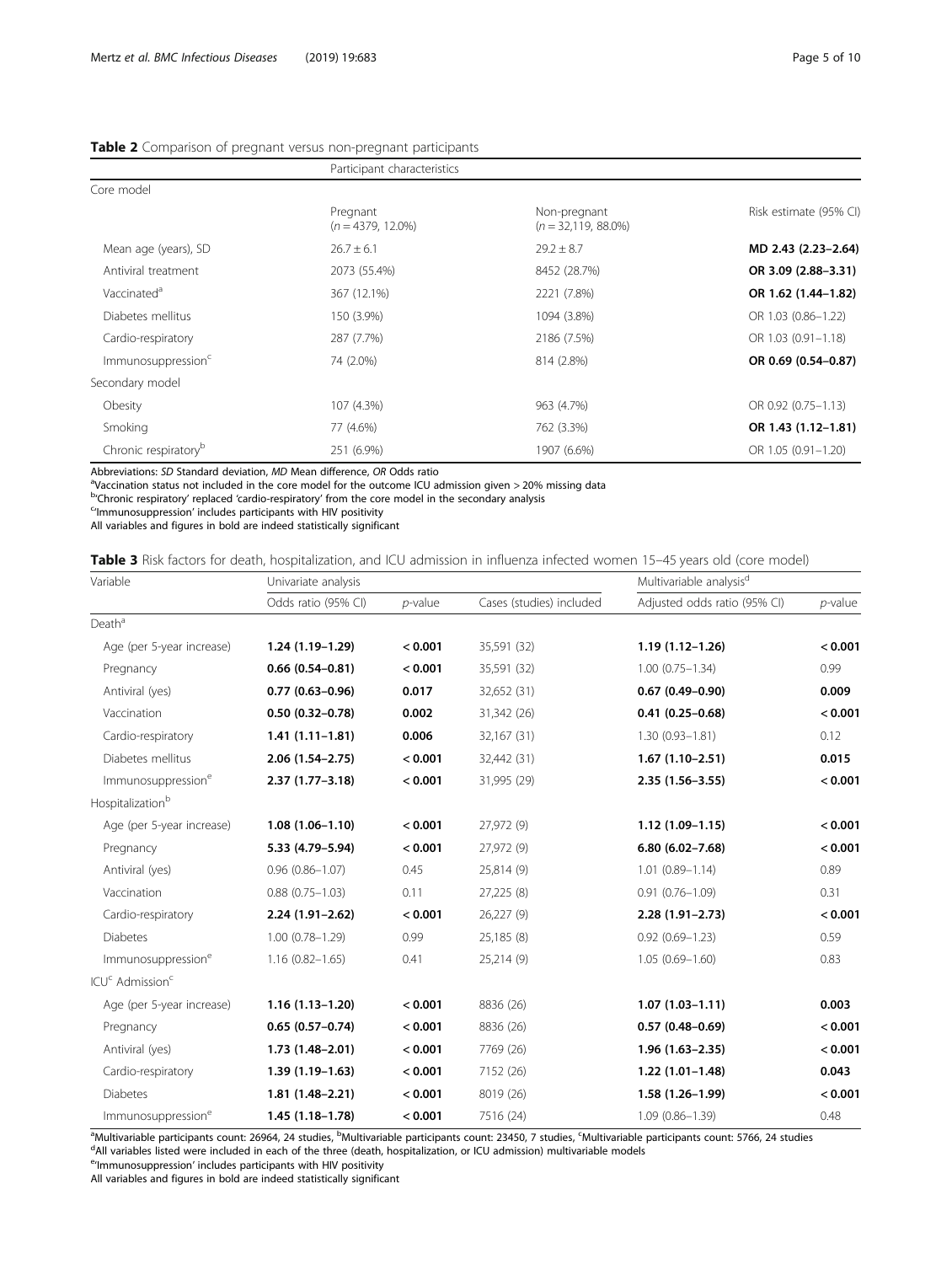**Table 2** Comparison of pregnant versus non-pregnant participants

| | Participant characteristics | | |
|---|---|---|---|
| Core model | | | |
| | Pregnant ($n$ = 4379, 12.0%) | Non-pregnant ($n$ = 32,119, 88.0%) | Risk estimate (95% CI) |
| Mean age (years), SD | 26.7 ± 6.1 | 29.2 ± 8.7 | **MD 2.43 (2.23–2.64)** |
| Antiviral treatment | 2073 (55.4%) | 8452 (28.7%) | **OR 3.09 (2.88–3.31)** |
| Vaccinated[a] | 367 (12.1%) | 2221 (7.8%) | **OR 1.62 (1.44–1.82)** |
| Diabetes mellitus | 150 (3.9%) | 1094 (3.8%) | OR 1.03 (0.86–1.22) |
| Cardio-respiratory | 287 (7.7%) | 2186 (7.5%) | OR 1.03 (0.91–1.18) |
| Immunosuppression[c] | 74 (2.0%) | 814 (2.8%) | **OR 0.69 (0.54–0.87)** |
| Secondary model | | | |
| Obesity | 107 (4.3%) | 963 (4.7%) | OR 0.92 (0.75–1.13) |
| Smoking | 77 (4.6%) | 762 (3.3%) | **OR 1.43 (1.12–1.81)** |
| Chronic respiratory[b] | 251 (6.9%) | 1907 (6.6%) | OR 1.05 (0.91–1.20) |

Abbreviations: *SD* Standard deviation, *MD* Mean difference, *OR* Odds ratio
[a]Vaccination status not included in the core model for the outcome ICU admission given > 20% missing data
[b]'Chronic respiratory' replaced 'cardio-respiratory' from the core model in the secondary analysis
[c]'Immunosuppression' includes participants with HIV positivity
All variables and figures in bold are indeed statistically significant

**Table 3** Risk factors for death, hospitalization, and ICU admission in influenza infected women 15–45 years old (core model)

| Variable | Univariate analysis | | | Multivariable analysis[d] | |
|---|---|---|---|---|---|
| | Odds ratio (95% CI) | *p*-value | Cases (studies) included | Adjusted odds ratio (95% CI) | *p*-value |
| Death[a] | | | | | |
| Age (per 5-year increase) | **1.24 (1.19–1.29)** | **< 0.001** | 35,591 (32) | **1.19 (1.12–1.26)** | **< 0.001** |
| Pregnancy | **0.66 (0.54–0.81)** | **< 0.001** | 35,591 (32) | 1.00 (0.75–1.34) | 0.99 |
| Antiviral (yes) | **0.77 (0.63–0.96)** | **0.017** | 32,652 (31) | **0.67 (0.49–0.90)** | **0.009** |
| Vaccination | **0.50 (0.32–0.78)** | **0.002** | 31,342 (26) | **0.41 (0.25–0.68)** | **< 0.001** |
| Cardio-respiratory | **1.41 (1.11–1.81)** | **0.006** | 32,167 (31) | 1.30 (0.93–1.81) | 0.12 |
| Diabetes mellitus | **2.06 (1.54–2.75)** | **< 0.001** | 32,442 (31) | **1.67 (1.10–2.51)** | **0.015** |
| Immunosuppression[e] | **2.37 (1.77–3.18)** | **< 0.001** | 31,995 (29) | **2.35 (1.56–3.55)** | **< 0.001** |
| Hospitalization[b] | | | | | |
| Age (per 5-year increase) | **1.08 (1.06–1.10)** | **< 0.001** | 27,972 (9) | **1.12 (1.09–1.15)** | **< 0.001** |
| Pregnancy | **5.33 (4.79–5.94)** | **< 0.001** | 27,972 (9) | **6.80 (6.02–7.68)** | **< 0.001** |
| Antiviral (yes) | 0.96 (0.86–1.07) | 0.45 | 25,814 (9) | 1.01 (0.89–1.14) | 0.89 |
| Vaccination | 0.88 (0.75–1.03) | 0.11 | 27,225 (8) | 0.91 (0.76–1.09) | 0.31 |
| Cardio-respiratory | **2.24 (1.91–2.62)** | **< 0.001** | 26,227 (9) | **2.28 (1.91–2.73)** | **< 0.001** |
| Diabetes | 1.00 (0.78–1.29) | 0.99 | 25,185 (8) | 0.92 (0.69–1.23) | 0.59 |
| Immunosuppression[e] | 1.16 (0.82–1.65) | 0.41 | 25,214 (9) | 1.05 (0.69–1.60) | 0.83 |
| ICU[c] Admission[c] | | | | | |
| Age (per 5-year increase) | **1.16 (1.13–1.20)** | **< 0.001** | 8836 (26) | **1.07 (1.03–1.11)** | **0.003** |
| Pregnancy | **0.65 (0.57–0.74)** | **< 0.001** | 8836 (26) | **0.57 (0.48–0.69)** | **< 0.001** |
| Antiviral (yes) | **1.73 (1.48–2.01)** | **< 0.001** | 7769 (26) | **1.96 (1.63–2.35)** | **< 0.001** |
| Cardio-respiratory | **1.39 (1.19–1.63)** | **< 0.001** | 7152 (26) | **1.22 (1.01–1.48)** | **0.043** |
| Diabetes | **1.81 (1.48–2.21)** | **< 0.001** | 8019 (26) | **1.58 (1.26–1.99)** | **< 0.001** |
| Immunosuppression[e] | **1.45 (1.18–1.78)** | **< 0.001** | 7516 (24) | 1.09 (0.86–1.39) | 0.48 |

[a]Multivariable participants count: 26964, 24 studies, [b]Multivariable participants count: 23450, 7 studies, [c]Multivariable participants count: 5766, 24 studies
[d]All variables listed were included in each of the three (death, hospitalization, or ICU admission) multivariable models
[e]'Immunosuppression' includes participants with HIV positivity
All variables and figures in bold are indeed statistically significant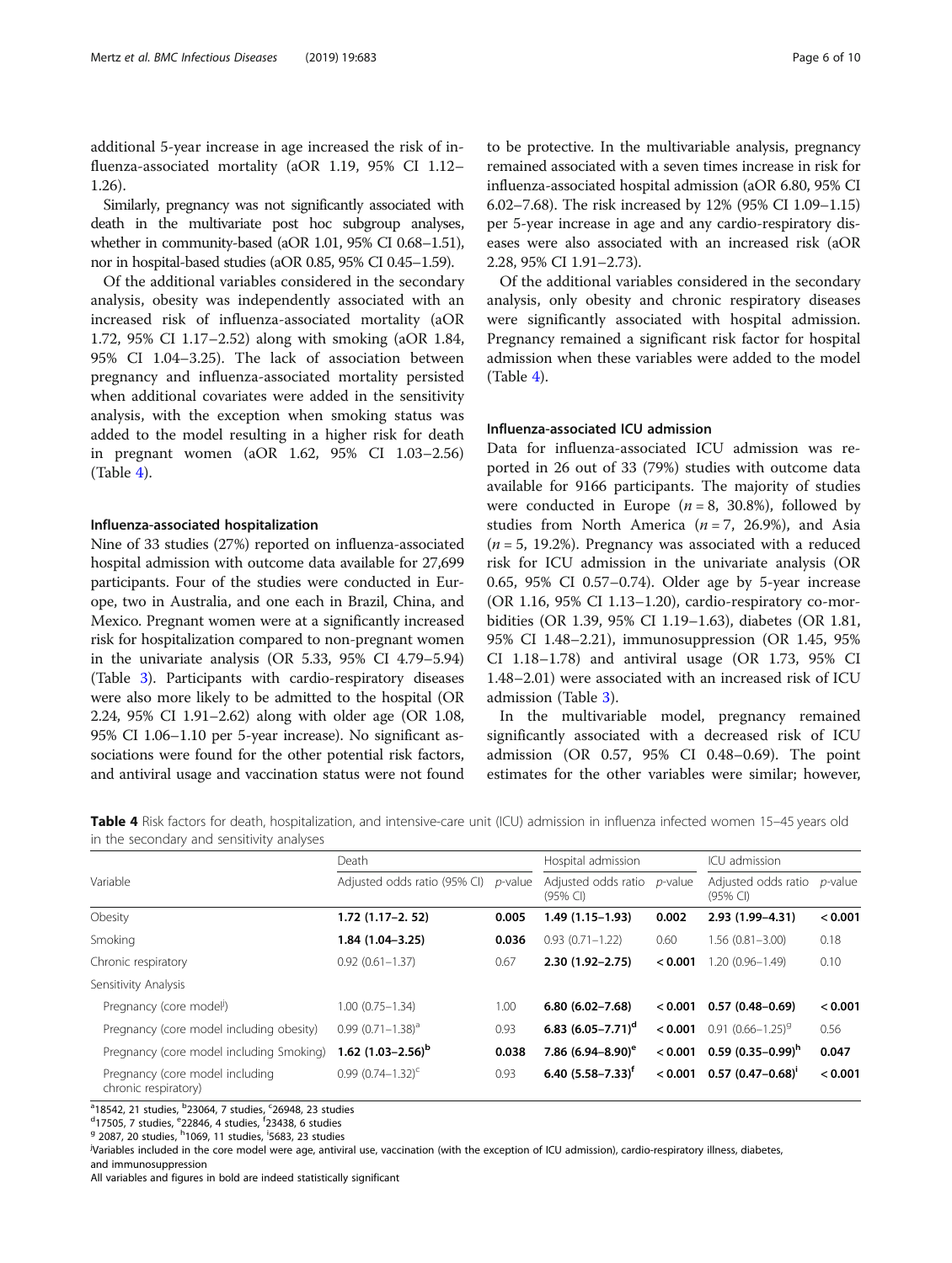additional 5-year increase in age increased the risk of influenza-associated mortality (aOR 1.19, 95% CI 1.12–1.26).

Similarly, pregnancy was not significantly associated with death in the multivariate post hoc subgroup analyses, whether in community-based (aOR 1.01, 95% CI 0.68–1.51), nor in hospital-based studies (aOR 0.85, 95% CI 0.45–1.59).

Of the additional variables considered in the secondary analysis, obesity was independently associated with an increased risk of influenza-associated mortality (aOR 1.72, 95% CI 1.17–2.52) along with smoking (aOR 1.84, 95% CI 1.04–3.25). The lack of association between pregnancy and influenza-associated mortality persisted when additional covariates were added in the sensitivity analysis, with the exception when smoking status was added to the model resulting in a higher risk for death in pregnant women (aOR 1.62, 95% CI 1.03–2.56) (Table 4).

### Influenza-associated hospitalization

Nine of 33 studies (27%) reported on influenza-associated hospital admission with outcome data available for 27,699 participants. Four of the studies were conducted in Europe, two in Australia, and one each in Brazil, China, and Mexico. Pregnant women were at a significantly increased risk for hospitalization compared to non-pregnant women in the univariate analysis (OR 5.33, 95% CI 4.79–5.94) (Table 3). Participants with cardio-respiratory diseases were also more likely to be admitted to the hospital (OR 2.24, 95% CI 1.91–2.62) along with older age (OR 1.08, 95% CI 1.06–1.10 per 5-year increase). No significant associations were found for the other potential risk factors, and antiviral usage and vaccination status were not found to be protective. In the multivariable analysis, pregnancy remained associated with a seven times increase in risk for influenza-associated hospital admission (aOR 6.80, 95% CI 6.02–7.68). The risk increased by 12% (95% CI 1.09–1.15) per 5-year increase in age and any cardio-respiratory diseases were also associated with an increased risk (aOR 2.28, 95% CI 1.91–2.73).

Of the additional variables considered in the secondary analysis, only obesity and chronic respiratory diseases were significantly associated with hospital admission. Pregnancy remained a significant risk factor for hospital admission when these variables were added to the model (Table 4).

### Influenza-associated ICU admission

Data for influenza-associated ICU admission was reported in 26 out of 33 (79%) studies with outcome data available for 9166 participants. The majority of studies were conducted in Europe (*n* = 8, 30.8%), followed by studies from North America (*n* = 7, 26.9%), and Asia (*n* = 5, 19.2%). Pregnancy was associated with a reduced risk for ICU admission in the univariate analysis (OR 0.65, 95% CI 0.57–0.74). Older age by 5-year increase (OR 1.16, 95% CI 1.13–1.20), cardio-respiratory co-morbidities (OR 1.39, 95% CI 1.19–1.63), diabetes (OR 1.81, 95% CI 1.48–2.21), immunosuppression (OR 1.45, 95% CI 1.18–1.78) and antiviral usage (OR 1.73, 95% CI 1.48–2.01) were associated with an increased risk of ICU admission (Table 3).

In the multivariable model, pregnancy remained significantly associated with a decreased risk of ICU admission (OR 0.57, 95% CI 0.48–0.69). The point estimates for the other variables were similar; however,

**Table 4** Risk factors for death, hospitalization, and intensive-care unit (ICU) admission in influenza infected women 15–45 years old in the secondary and sensitivity analyses

| Variable | Death | | Hospital admission | | ICU admission | |
|---|---|---|---|---|---|---|
| | Adjusted odds ratio (95% CI) | *p*-value | Adjusted odds ratio (95% CI) | *p*-value | Adjusted odds ratio (95% CI) | *p*-value |
| Obesity | **1.72 (1.17–2. 52)** | **0.005** | **1.49 (1.15–1.93)** | **0.002** | **2.93 (1.99–4.31)** | **< 0.001** |
| Smoking | **1.84 (1.04–3.25)** | **0.036** | 0.93 (0.71–1.22) | 0.60 | 1.56 (0.81–3.00) | 0.18 |
| Chronic respiratory | 0.92 (0.61–1.37) | 0.67 | **2.30 (1.92–2.75)** | **< 0.001** | 1.20 (0.96–1.49) | 0.10 |
| Sensitivity Analysis | | | | | | |
| Pregnancy (core model[j]) | 1.00 (0.75–1.34) | 1.00 | **6.80 (6.02–7.68)** | **< 0.001** | **0.57 (0.48–0.69)** | **< 0.001** |
| Pregnancy (core model including obesity) | 0.99 (0.71–1.38)[a] | 0.93 | **6.83 (6.05–7.71)[d]** | **< 0.001** | 0.91 (0.66–1.25)[g] | 0.56 |
| Pregnancy (core model including Smoking) | **1.62 (1.03–2.56)[b]** | **0.038** | **7.86 (6.94–8.90)[e]** | **< 0.001** | **0.59 (0.35–0.99)[h]** | **0.047** |
| Pregnancy (core model including chronic respiratory) | 0.99 (0.74–1.32)[c] | 0.93 | **6.40 (5.58–7.33)[f]** | **< 0.001** | **0.57 (0.47–0.68)[i]** | **< 0.001** |

[a]18542, 21 studies, [b]23064, 7 studies, [c]26948, 23 studies
[d]17505, 7 studies, [e]22846, 4 studies, [f]23438, 6 studies
[g] 2087, 20 studies, [h]1069, 11 studies, [i]5683, 23 studies
[j]Variables included in the core model were age, antiviral use, vaccination (with the exception of ICU admission), cardio-respiratory illness, diabetes, and immunosuppression
All variables and figures in bold are indeed statistically significant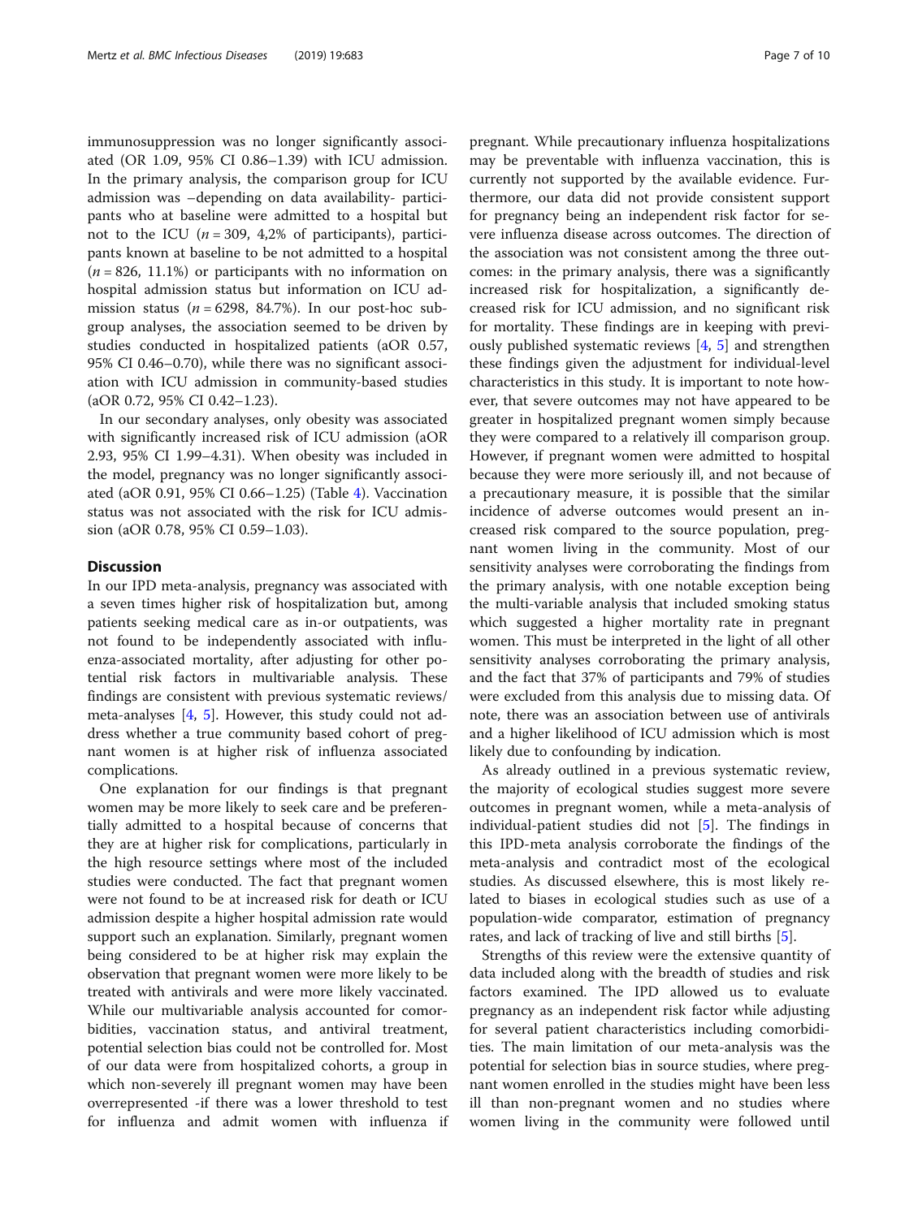immunosuppression was no longer significantly associated (OR 1.09, 95% CI 0.86–1.39) with ICU admission. In the primary analysis, the comparison group for ICU admission was –depending on data availability- participants who at baseline were admitted to a hospital but not to the ICU ($n = 309$, 4,2% of participants), participants known at baseline to be not admitted to a hospital ($n = 826$, 11.1%) or participants with no information on hospital admission status but information on ICU admission status ($n = 6298$, 84.7%). In our post-hoc subgroup analyses, the association seemed to be driven by studies conducted in hospitalized patients (aOR 0.57, 95% CI 0.46–0.70), while there was no significant association with ICU admission in community-based studies (aOR 0.72, 95% CI 0.42–1.23).

In our secondary analyses, only obesity was associated with significantly increased risk of ICU admission (aOR 2.93, 95% CI 1.99–4.31). When obesity was included in the model, pregnancy was no longer significantly associated (aOR 0.91, 95% CI 0.66–1.25) (Table 4). Vaccination status was not associated with the risk for ICU admission (aOR 0.78, 95% CI 0.59–1.03).

## Discussion

In our IPD meta-analysis, pregnancy was associated with a seven times higher risk of hospitalization but, among patients seeking medical care as in-or outpatients, was not found to be independently associated with influenza-associated mortality, after adjusting for other potential risk factors in multivariable analysis. These findings are consistent with previous systematic reviews/meta-analyses [4, 5]. However, this study could not address whether a true community based cohort of pregnant women is at higher risk of influenza associated complications.

One explanation for our findings is that pregnant women may be more likely to seek care and be preferentially admitted to a hospital because of concerns that they are at higher risk for complications, particularly in the high resource settings where most of the included studies were conducted. The fact that pregnant women were not found to be at increased risk for death or ICU admission despite a higher hospital admission rate would support such an explanation. Similarly, pregnant women being considered to be at higher risk may explain the observation that pregnant women were more likely to be treated with antivirals and were more likely vaccinated. While our multivariable analysis accounted for comorbidities, vaccination status, and antiviral treatment, potential selection bias could not be controlled for. Most of our data were from hospitalized cohorts, a group in which non-severely ill pregnant women may have been overrepresented -if there was a lower threshold to test for influenza and admit women with influenza if pregnant. While precautionary influenza hospitalizations may be preventable with influenza vaccination, this is currently not supported by the available evidence. Furthermore, our data did not provide consistent support for pregnancy being an independent risk factor for severe influenza disease across outcomes. The direction of the association was not consistent among the three outcomes: in the primary analysis, there was a significantly increased risk for hospitalization, a significantly decreased risk for ICU admission, and no significant risk for mortality. These findings are in keeping with previously published systematic reviews [4, 5] and strengthen these findings given the adjustment for individual-level characteristics in this study. It is important to note however, that severe outcomes may not have appeared to be greater in hospitalized pregnant women simply because they were compared to a relatively ill comparison group. However, if pregnant women were admitted to hospital because they were more seriously ill, and not because of a precautionary measure, it is possible that the similar incidence of adverse outcomes would present an increased risk compared to the source population, pregnant women living in the community. Most of our sensitivity analyses were corroborating the findings from the primary analysis, with one notable exception being the multi-variable analysis that included smoking status which suggested a higher mortality rate in pregnant women. This must be interpreted in the light of all other sensitivity analyses corroborating the primary analysis, and the fact that 37% of participants and 79% of studies were excluded from this analysis due to missing data. Of note, there was an association between use of antivirals and a higher likelihood of ICU admission which is most likely due to confounding by indication.

As already outlined in a previous systematic review, the majority of ecological studies suggest more severe outcomes in pregnant women, while a meta-analysis of individual-patient studies did not [5]. The findings in this IPD-meta analysis corroborate the findings of the meta-analysis and contradict most of the ecological studies. As discussed elsewhere, this is most likely related to biases in ecological studies such as use of a population-wide comparator, estimation of pregnancy rates, and lack of tracking of live and still births [5].

Strengths of this review were the extensive quantity of data included along with the breadth of studies and risk factors examined. The IPD allowed us to evaluate pregnancy as an independent risk factor while adjusting for several patient characteristics including comorbidities. The main limitation of our meta-analysis was the potential for selection bias in source studies, where pregnant women enrolled in the studies might have been less ill than non-pregnant women and no studies where women living in the community were followed until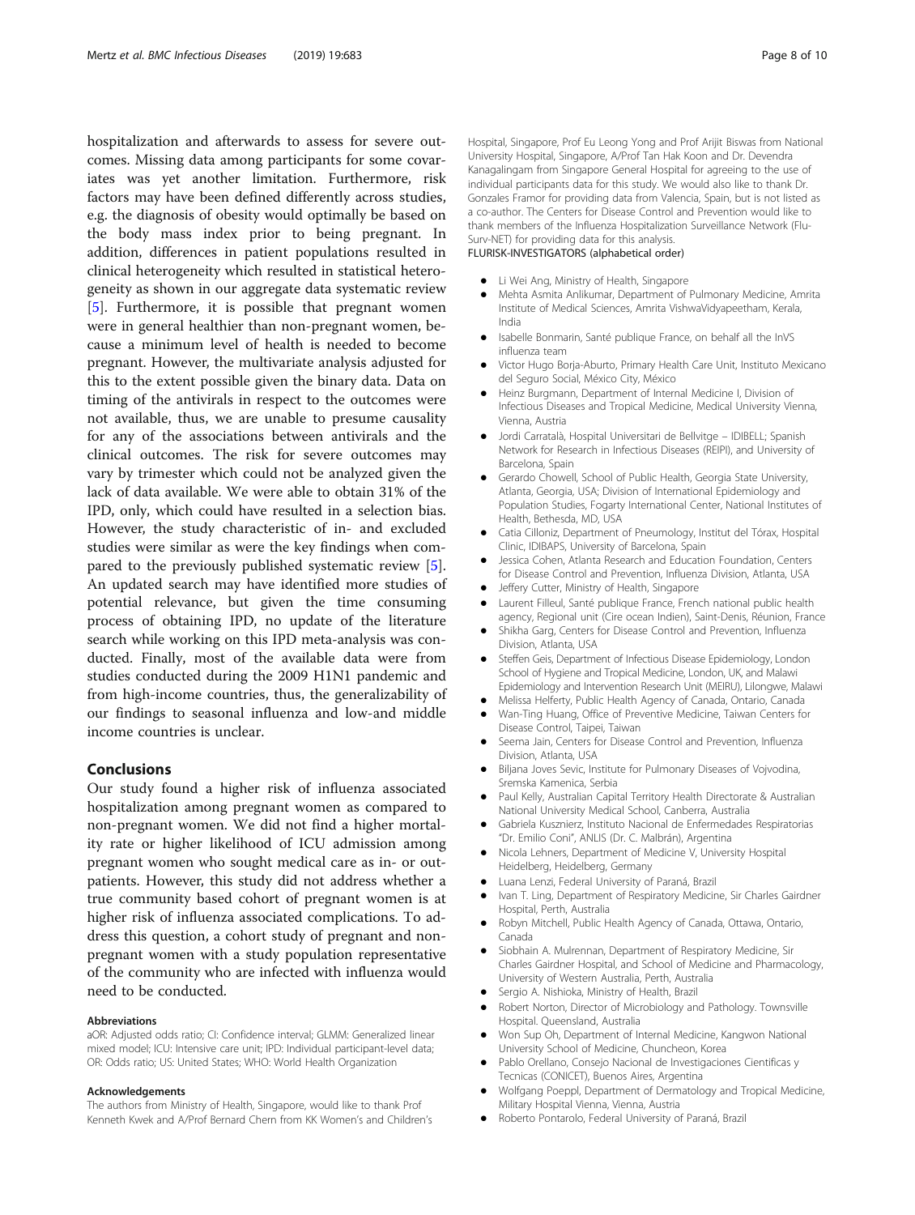hospitalization and afterwards to assess for severe outcomes. Missing data among participants for some covariates was yet another limitation. Furthermore, risk factors may have been defined differently across studies, e.g. the diagnosis of obesity would optimally be based on the body mass index prior to being pregnant. In addition, differences in patient populations resulted in clinical heterogeneity which resulted in statistical heterogeneity as shown in our aggregate data systematic review [5]. Furthermore, it is possible that pregnant women were in general healthier than non-pregnant women, because a minimum level of health is needed to become pregnant. However, the multivariate analysis adjusted for this to the extent possible given the binary data. Data on timing of the antivirals in respect to the outcomes were not available, thus, we are unable to presume causality for any of the associations between antivirals and the clinical outcomes. The risk for severe outcomes may vary by trimester which could not be analyzed given the lack of data available. We were able to obtain 31% of the IPD, only, which could have resulted in a selection bias. However, the study characteristic of in- and excluded studies were similar as were the key findings when compared to the previously published systematic review [5]. An updated search may have identified more studies of potential relevance, but given the time consuming process of obtaining IPD, no update of the literature search while working on this IPD meta-analysis was conducted. Finally, most of the available data were from studies conducted during the 2009 H1N1 pandemic and from high-income countries, thus, the generalizability of our findings to seasonal influenza and low-and middle income countries is unclear.

## Conclusions

Our study found a higher risk of influenza associated hospitalization among pregnant women as compared to non-pregnant women. We did not find a higher mortality rate or higher likelihood of ICU admission among pregnant women who sought medical care as in- or outpatients. However, this study did not address whether a true community based cohort of pregnant women is at higher risk of influenza associated complications. To address this question, a cohort study of pregnant and non-pregnant women with a study population representative of the community who are infected with influenza would need to be conducted.

#### Abbreviations

aOR: Adjusted odds ratio; CI: Confidence interval; GLMM: Generalized linear mixed model; ICU: Intensive care unit; IPD: Individual participant-level data; OR: Odds ratio; US: United States; WHO: World Health Organization

#### Acknowledgements

The authors from Ministry of Health, Singapore, would like to thank Prof Kenneth Kwek and A/Prof Bernard Chern from KK Women's and Children's Hospital, Singapore, Prof Eu Leong Yong and Prof Arijit Biswas from National University Hospital, Singapore, A/Prof Tan Hak Koon and Dr. Devendra Kanagalingam from Singapore General Hospital for agreeing to the use of individual participants data for this study. We would also like to thank Dr. Gonzales Framor for providing data from Valencia, Spain, but is not listed as a co-author. The Centers for Disease Control and Prevention would like to thank members of the Influenza Hospitalization Surveillance Network (Flu-Surv-NET) for providing data for this analysis.

FLURISK-INVESTIGATORS (alphabetical order)

- Li Wei Ang, Ministry of Health, Singapore
- Mehta Asmita Anlikumar, Department of Pulmonary Medicine, Amrita Institute of Medical Sciences, Amrita VishwaVidyapeetham, Kerala, India
- Isabelle Bonmarin, Santé publique France, on behalf all the InVS influenza team
- Victor Hugo Borja-Aburto, Primary Health Care Unit, Instituto Mexicano del Seguro Social, México City, México
- Heinz Burgmann, Department of Internal Medicine I, Division of Infectious Diseases and Tropical Medicine, Medical University Vienna, Vienna, Austria
- Jordi Carratalà, Hospital Universitari de Bellvitge – IDIBELL; Spanish Network for Research in Infectious Diseases (REIPI), and University of Barcelona, Spain
- Gerardo Chowell, School of Public Health, Georgia State University, Atlanta, Georgia, USA; Division of International Epidemiology and Population Studies, Fogarty International Center, National Institutes of Health, Bethesda, MD, USA
- Catia Cilloniz, Department of Pneumology, Institut del Tórax, Hospital Clinic, IDIBAPS, University of Barcelona, Spain
- Jessica Cohen, Atlanta Research and Education Foundation, Centers for Disease Control and Prevention, Influenza Division, Atlanta, USA
- Jeffery Cutter, Ministry of Health, Singapore
- Laurent Filleul, Santé publique France, French national public health agency, Regional unit (Cire ocean Indien), Saint-Denis, Réunion, France
- Shikha Garg, Centers for Disease Control and Prevention, Influenza Division, Atlanta, USA
- Steffen Geis, Department of Infectious Disease Epidemiology, London School of Hygiene and Tropical Medicine, London, UK, and Malawi Epidemiology and Intervention Research Unit (MEIRU), Lilongwe, Malawi
- Melissa Helferty, Public Health Agency of Canada, Ontario, Canada
- Wan-Ting Huang, Office of Preventive Medicine, Taiwan Centers for Disease Control, Taipei, Taiwan
- Seema Jain, Centers for Disease Control and Prevention, Influenza Division, Atlanta, USA
- Biljana Joves Sevic, Institute for Pulmonary Diseases of Vojvodina, Sremska Kamenica, Serbia
- Paul Kelly, Australian Capital Territory Health Directorate & Australian National University Medical School, Canberra, Australia
- Gabriela Kusznierz, Instituto Nacional de Enfermedades Respiratorias "Dr. Emilio Coni", ANLIS (Dr. C. Malbrán), Argentina
- Nicola Lehners, Department of Medicine V, University Hospital Heidelberg, Heidelberg, Germany
- Luana Lenzi, Federal University of Paraná, Brazil
- Ivan T. Ling, Department of Respiratory Medicine, Sir Charles Gairdner Hospital, Perth, Australia
- Robyn Mitchell, Public Health Agency of Canada, Ottawa, Ontario, Canada
- Siobhain A. Mulrennan, Department of Respiratory Medicine, Sir Charles Gairdner Hospital, and School of Medicine and Pharmacology, University of Western Australia, Perth, Australia
- Sergio A. Nishioka, Ministry of Health, Brazil
- Robert Norton, Director of Microbiology and Pathology. Townsville Hospital. Queensland, Australia
- Won Sup Oh, Department of Internal Medicine, Kangwon National University School of Medicine, Chuncheon, Korea
- Pablo Orellano, Consejo Nacional de Investigaciones Cientificas y Tecnicas (CONICET), Buenos Aires, Argentina
- Wolfgang Poeppl, Department of Dermatology and Tropical Medicine, Military Hospital Vienna, Vienna, Austria
- Roberto Pontarolo, Federal University of Paraná, Brazil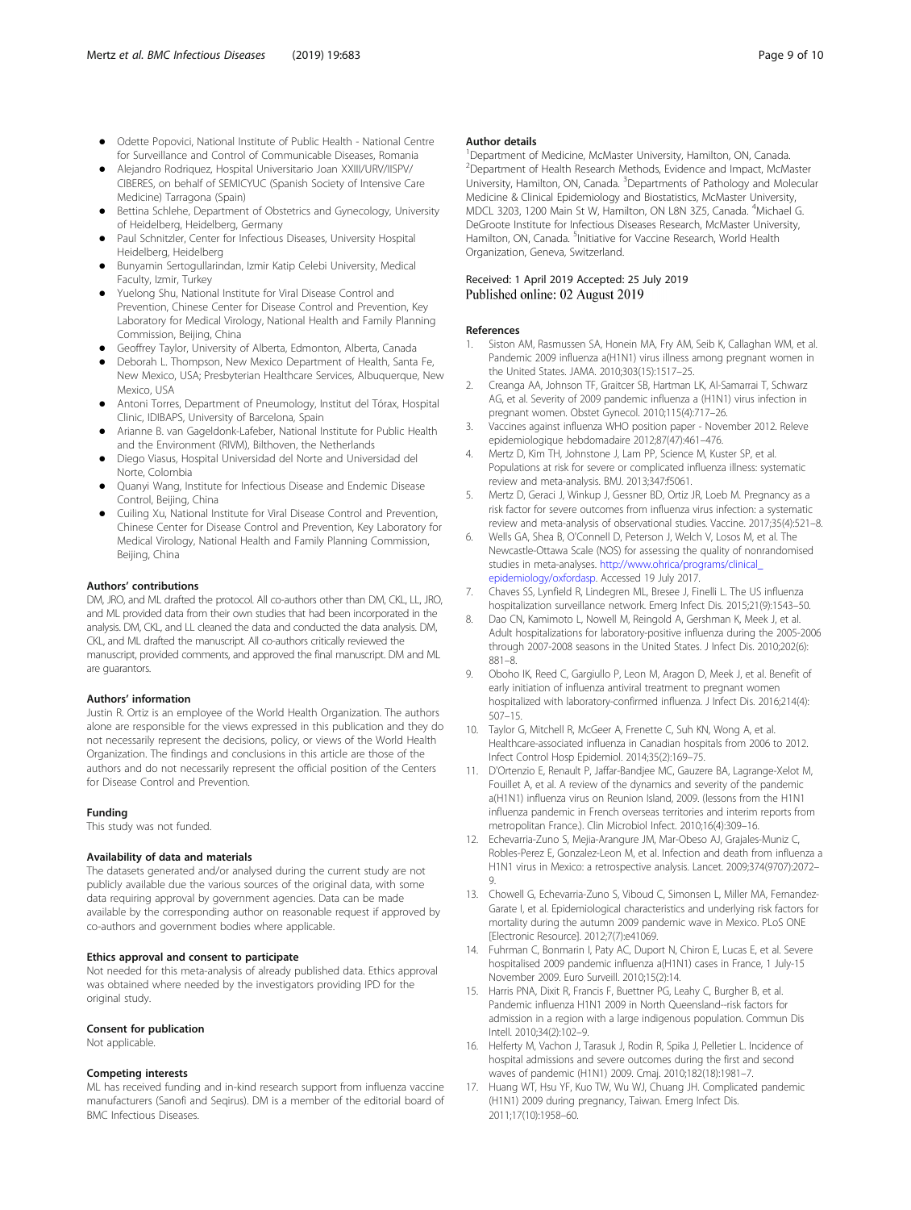- Odette Popovici, National Institute of Public Health - National Centre for Surveillance and Control of Communicable Diseases, Romania
- Alejandro Rodriquez, Hospital Universitario Joan XXIII/URV/IISPV/ CIBERES, on behalf of SEMICYUC (Spanish Society of Intensive Care Medicine) Tarragona (Spain)
- Bettina Schlehe, Department of Obstetrics and Gynecology, University of Heidelberg, Heidelberg, Germany
- Paul Schnitzler, Center for Infectious Diseases, University Hospital Heidelberg, Heidelberg
- Bunyamin Sertogullarindan, Izmir Katip Celebi University, Medical Faculty, Izmir, Turkey
- Yuelong Shu, National Institute for Viral Disease Control and Prevention, Chinese Center for Disease Control and Prevention, Key Laboratory for Medical Virology, National Health and Family Planning Commission, Beijing, China
- Geoffrey Taylor, University of Alberta, Edmonton, Alberta, Canada
- Deborah L. Thompson, New Mexico Department of Health, Santa Fe, New Mexico, USA; Presbyterian Healthcare Services, Albuquerque, New Mexico, USA
- Antoni Torres, Department of Pneumology, Institut del Tórax, Hospital Clinic, IDIBAPS, University of Barcelona, Spain
- Arianne B. van Gageldonk-Lafeber, National Institute for Public Health and the Environment (RIVM), Bilthoven, the Netherlands
- Diego Viasus, Hospital Universidad del Norte and Universidad del Norte, Colombia
- Quanyi Wang, Institute for Infectious Disease and Endemic Disease Control, Beijing, China
- Cuiling Xu, National Institute for Viral Disease Control and Prevention, Chinese Center for Disease Control and Prevention, Key Laboratory for Medical Virology, National Health and Family Planning Commission, Beijing, China

### Authors' contributions

DM, JRO, and ML drafted the protocol. All co-authors other than DM, CKL, LL, JRO, and ML provided data from their own studies that had been incorporated in the analysis. DM, CKL, and LL cleaned the data and conducted the data analysis. DM, CKL, and ML drafted the manuscript. All co-authors critically reviewed the manuscript, provided comments, and approved the final manuscript. DM and ML are guarantors.

### Authors' information

Justin R. Ortiz is an employee of the World Health Organization. The authors alone are responsible for the views expressed in this publication and they do not necessarily represent the decisions, policy, or views of the World Health Organization. The findings and conclusions in this article are those of the authors and do not necessarily represent the official position of the Centers for Disease Control and Prevention.

### Funding

This study was not funded.

### Availability of data and materials

The datasets generated and/or analysed during the current study are not publicly available due the various sources of the original data, with some data requiring approval by government agencies. Data can be made available by the corresponding author on reasonable request if approved by co-authors and government bodies where applicable.

### Ethics approval and consent to participate

Not needed for this meta-analysis of already published data. Ethics approval was obtained where needed by the investigators providing IPD for the original study.

### Consent for publication

Not applicable.

### Competing interests

ML has received funding and in-kind research support from influenza vaccine manufacturers (Sanofi and Seqirus). DM is a member of the editorial board of BMC Infectious Diseases.

### Author details

[1]Department of Medicine, McMaster University, Hamilton, ON, Canada. [2]Department of Health Research Methods, Evidence and Impact, McMaster University, Hamilton, ON, Canada. [3]Departments of Pathology and Molecular Medicine & Clinical Epidemiology and Biostatistics, McMaster University, MDCL 3203, 1200 Main St W, Hamilton, ON L8N 3Z5, Canada. [4]Michael G. DeGroote Institute for Infectious Diseases Research, McMaster University, Hamilton, ON, Canada. [5]Initiative for Vaccine Research, World Health Organization, Geneva, Switzerland.

Received: 1 April 2019 Accepted: 25 July 2019
Published online: 02 August 2019

### References

1. Siston AM, Rasmussen SA, Honein MA, Fry AM, Seib K, Callaghan WM, et al. Pandemic 2009 influenza a(H1N1) virus illness among pregnant women in the United States. JAMA. 2010;303(15):1517–25.
2. Creanga AA, Johnson TF, Graitcer SB, Hartman LK, Al-Samarrai T, Schwarz AG, et al. Severity of 2009 pandemic influenza a (H1N1) virus infection in pregnant women. Obstet Gynecol. 2010;115(4):717–26.
3. Vaccines against influenza WHO position paper - November 2012. Releve epidemiologique hebdomadaire 2012;87(47):461–476.
4. Mertz D, Kim TH, Johnstone J, Lam PP, Science M, Kuster SP, et al. Populations at risk for severe or complicated influenza illness: systematic review and meta-analysis. BMJ. 2013;347:f5061.
5. Mertz D, Geraci J, Winkup J, Gessner BD, Ortiz JR, Loeb M. Pregnancy as a risk factor for severe outcomes from influenza virus infection: a systematic review and meta-analysis of observational studies. Vaccine. 2017;35(4):521–8.
6. Wells GA, Shea B, O'Connell D, Peterson J, Welch V, Losos M, et al. The Newcastle-Ottawa Scale (NOS) for assessing the quality of nonrandomised studies in meta-analyses. http://www.ohrica/programs/clinical_epidemiology/oxfordasp. Accessed 19 July 2017.
7. Chaves SS, Lynfield R, Lindegren ML, Bresee J, Finelli L. The US influenza hospitalization surveillance network. Emerg Infect Dis. 2015;21(9):1543–50.
8. Dao CN, Kamimoto L, Nowell M, Reingold A, Gershman K, Meek J, et al. Adult hospitalizations for laboratory-positive influenza during the 2005-2006 through 2007-2008 seasons in the United States. J Infect Dis. 2010;202(6): 881–8.
9. Oboho IK, Reed C, Gargiullo P, Leon M, Aragon D, Meek J, et al. Benefit of early initiation of influenza antiviral treatment to pregnant women hospitalized with laboratory-confirmed influenza. J Infect Dis. 2016;214(4): 507–15.
10. Taylor G, Mitchell R, McGeer A, Frenette C, Suh KN, Wong A, et al. Healthcare-associated influenza in Canadian hospitals from 2006 to 2012. Infect Control Hosp Epidemiol. 2014;35(2):169–75.
11. D'Ortenzio E, Renault P, Jaffar-Bandjee MC, Gauzere BA, Lagrange-Xelot M, Fouillet A, et al. A review of the dynamics and severity of the pandemic a(H1N1) influenza virus on Reunion Island, 2009. (lessons from the H1N1 influenza pandemic in French overseas territories and interim reports from metropolitan France.). Clin Microbiol Infect. 2010;16(4):309–16.
12. Echevarria-Zuno S, Mejia-Arangure JM, Mar-Obeso AJ, Grajales-Muniz C, Robles-Perez E, Gonzalez-Leon M, et al. Infection and death from influenza a H1N1 virus in Mexico: a retrospective analysis. Lancet. 2009;374(9707):2072–9.
13. Chowell G, Echevarria-Zuno S, Viboud C, Simonsen L, Miller MA, Fernandez-Garate I, et al. Epidemiological characteristics and underlying risk factors for mortality during the autumn 2009 pandemic wave in Mexico. PLoS ONE [Electronic Resource]. 2012;7(7):e41069.
14. Fuhrman C, Bonmarin I, Paty AC, Duport N, Chiron E, Lucas E, et al. Severe hospitalised 2009 pandemic influenza a(H1N1) cases in France, 1 July-15 November 2009. Euro Surveill. 2010;15(2):14.
15. Harris PNA, Dixit R, Francis F, Buettner PG, Leahy C, Burgher B, et al. Pandemic influenza H1N1 2009 in North Queensland--risk factors for admission in a region with a large indigenous population. Commun Dis Intell. 2010;34(2):102–9.
16. Helferty M, Vachon J, Tarasuk J, Rodin R, Spika J, Pelletier L. Incidence of hospital admissions and severe outcomes during the first and second waves of pandemic (H1N1) 2009. Cmaj. 2010;182(18):1981–7.
17. Huang WT, Hsu YF, Kuo TW, Wu WJ, Chuang JH. Complicated pandemic (H1N1) 2009 during pregnancy, Taiwan. Emerg Infect Dis. 2011;17(10):1958–60.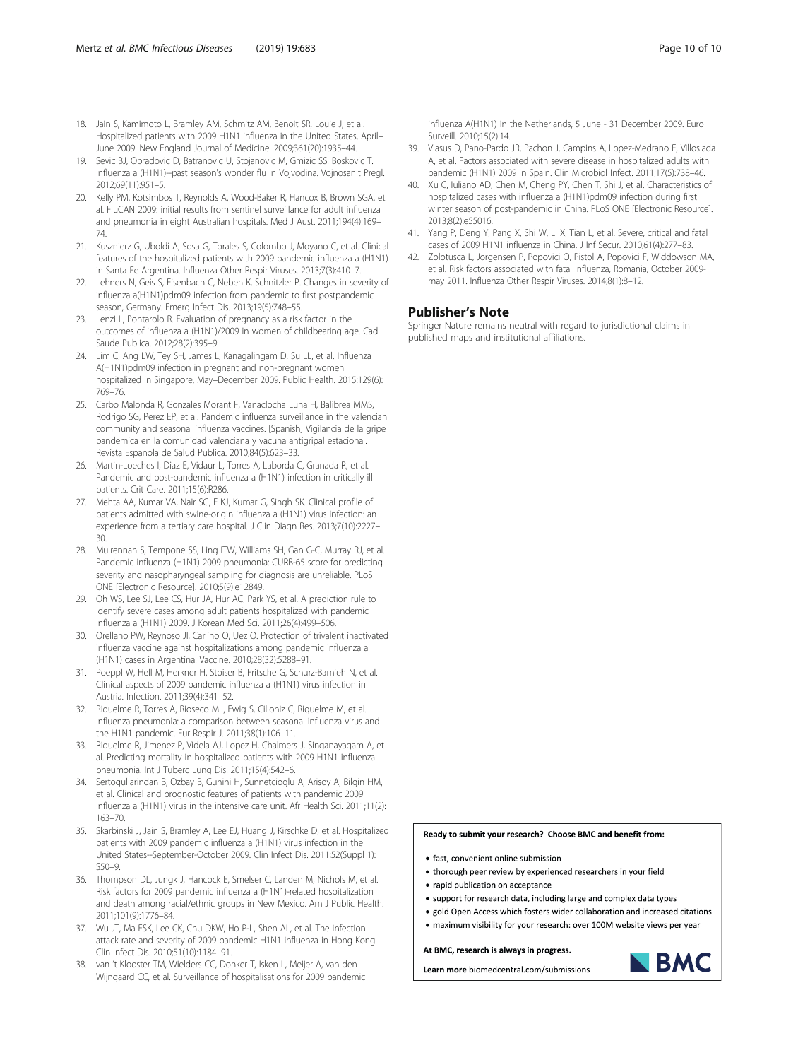18. Jain S, Kamimoto L, Bramley AM, Schmitz AM, Benoit SR, Louie J, et al. Hospitalized patients with 2009 H1N1 influenza in the United States, April–June 2009. New England Journal of Medicine. 2009;361(20):1935–44.
19. Sevic BJ, Obradovic D, Batranovic U, Stojanovic M, Gmizic SS. Boskovic T. influenza a (H1N1)--past season's wonder flu in Vojvodina. Vojnosanit Pregl. 2012;69(11):951–5.
20. Kelly PM, Kotsimbos T, Reynolds A, Wood-Baker R, Hancox B, Brown SGA, et al. FluCAN 2009: initial results from sentinel surveillance for adult influenza and pneumonia in eight Australian hospitals. Med J Aust. 2011;194(4):169–74.
21. Kusznierz G, Uboldi A, Sosa G, Torales S, Colombo J, Moyano C, et al. Clinical features of the hospitalized patients with 2009 pandemic influenza a (H1N1) in Santa Fe Argentina. Influenza Other Respir Viruses. 2013;7(3):410–7.
22. Lehners N, Geis S, Eisenbach C, Neben K, Schnitzler P. Changes in severity of influenza a(H1N1)pdm09 infection from pandemic to first postpandemic season, Germany. Emerg Infect Dis. 2013;19(5):748–55.
23. Lenzi L, Pontarolo R. Evaluation of pregnancy as a risk factor in the outcomes of influenza a (H1N1)/2009 in women of childbearing age. Cad Saude Publica. 2012;28(2):395–9.
24. Lim C, Ang LW, Tey SH, James L, Kalagingam D, Su LL, et al. Influenza A(H1N1)pdm09 infection in pregnant and non-pregnant women hospitalized in Singapore, May–December 2009. Public Health. 2015;129(6):769–76.
25. Carbo Malonda R, Gonzales Morant F, Vanaclocha Luna H, Balibrea MMS, Rodrigo SG, Perez EP, et al. Pandemic influenza surveillance in the valencian community and seasonal influenza vaccines. [Spanish] Vigilancia de la gripe pandemica en la comunidad valenciana y vacuna antigripal estacional. Revista Espanola de Salud Publica. 2010;84(5):623–33.
26. Martin-Loeches I, Diaz E, Vidaur L, Torres A, Laborda C, Granada R, et al. Pandemic and post-pandemic influenza a (H1N1) infection in critically ill patients. Crit Care. 2011;15(6):R286.
27. Mehta AA, Kumar VA, Nair SG, F KJ, Kumar G, Singh SK. Clinical profile of patients admitted with swine-origin influenza a (H1N1) virus infection: an experience from a tertiary care hospital. J Clin Diagn Res. 2013;7(10):2227–30.
28. Mulrennan S, Tempone SS, Ling ITW, Williams SH, Gan G-C, Murray RJ, et al. Pandemic influenza (H1N1) 2009 pneumonia: CURB-65 score for predicting severity and nasopharyngeal sampling for diagnosis are unreliable. PLoS ONE [Electronic Resource]. 2010;5(9):e12849.
29. Oh WS, Lee SJ, Lee CS, Hur JA, Hur AC, Park YS, et al. A prediction rule to identify severe cases among adult patients hospitalized with pandemic influenza a (H1N1) 2009. J Korean Med Sci. 2011;26(4):499–506.
30. Orellano PW, Reynoso JI, Carlino O, Uez O. Protection of trivalent inactivated influenza vaccine against hospitalizations among pandemic influenza a (H1N1) cases in Argentina. Vaccine. 2010;28(32):5288–91.
31. Poeppl W, Hell M, Herkner H, Stoiser B, Fritsche G, Schurz-Bamieh N, et al. Clinical aspects of 2009 pandemic influenza a (H1N1) virus infection in Austria. Infection. 2011;39(4):341–52.
32. Riquelme R, Torres A, Rioseco ML, Ewig S, Cilloniz C, Riquelme M, et al. Influenza pneumonia: a comparison between seasonal influenza virus and the H1N1 pandemic. Eur Respir J. 2011;38(1):106–11.
33. Riquelme R, Jimenez P, Videla AJ, Lopez H, Chalmers J, Singanayagam A, et al. Predicting mortality in hospitalized patients with 2009 H1N1 influenza pneumonia. Int J Tuberc Lung Dis. 2011;15(4):542–6.
34. Sertogullarindan B, Ozbay B, Gunini H, Sunnetcioglu A, Arisoy A, Bilgin HM, et al. Clinical and prognostic features of patients with pandemic 2009 influenza a (H1N1) virus in the intensive care unit. Afr Health Sci. 2011;11(2):163–70.
35. Skarbinski J, Jain S, Bramley A, Lee EJ, Huang J, Kirschke D, et al. Hospitalized patients with 2009 pandemic influenza a (H1N1) virus infection in the United States--September-October 2009. Clin Infect Dis. 2011;52(Suppl 1):S50–9.
36. Thompson DL, Jungk J, Hancock E, Smelser C, Landen M, Nichols M, et al. Risk factors for 2009 pandemic influenza a (H1N1)-related hospitalization and death among racial/ethnic groups in New Mexico. Am J Public Health. 2011;101(9):1776–84.
37. Wu JT, Ma ESK, Lee CK, Chu DKW, Ho P-L, Shen AL, et al. The infection attack rate and severity of 2009 pandemic H1N1 influenza in Hong Kong. Clin Infect Dis. 2010;51(10):1184–91.
38. van 't Klooster TM, Wielders CC, Donker T, Isken L, Meijer A, van den Wijngaard CC, et al. Surveillance of hospitalisations for 2009 pandemic influenza A(H1N1) in the Netherlands, 5 June - 31 December 2009. Euro Surveill. 2010;15(2):14.
39. Viasus D, Pano-Pardo JR, Pachon J, Campins A, Lopez-Medrano F, Villoslada A, et al. Factors associated with severe disease in hospitalized adults with pandemic (H1N1) 2009 in Spain. Clin Microbiol Infect. 2011;17(5):738–46.
40. Xu C, Iuliano AD, Chen M, Cheng PY, Chen T, Shi J, et al. Characteristics of hospitalized cases with influenza a (H1N1)pdm09 infection during first winter season of post-pandemic in China. PLoS ONE [Electronic Resource]. 2013;8(2):e55016.
41. Yang P, Deng Y, Pang X, Shi W, Li X, Tian L, et al. Severe, critical and fatal cases of 2009 H1N1 influenza in China. J Inf Secur. 2010;61(4):277–83.
42. Zolotusca L, Jorgensen P, Popovici O, Pistol A, Popovici F, Widdowson MA, et al. Risk factors associated with fatal influenza, Romania, October 2009-may 2011. Influenza Other Respir Viruses. 2014;8(1):8–12.

## Publisher's Note

Springer Nature remains neutral with regard to jurisdictional claims in published maps and institutional affiliations.

**Ready to submit your research? Choose BMC and benefit from:**

- fast, convenient online submission
- thorough peer review by experienced researchers in your field
- rapid publication on acceptance
- support for research data, including large and complex data types
- gold Open Access which fosters wider collaboration and increased citations
- maximum visibility for your research: over 100M website views per year

**At BMC, research is always in progress.**

**Learn more** biomedcentral.com/submissions